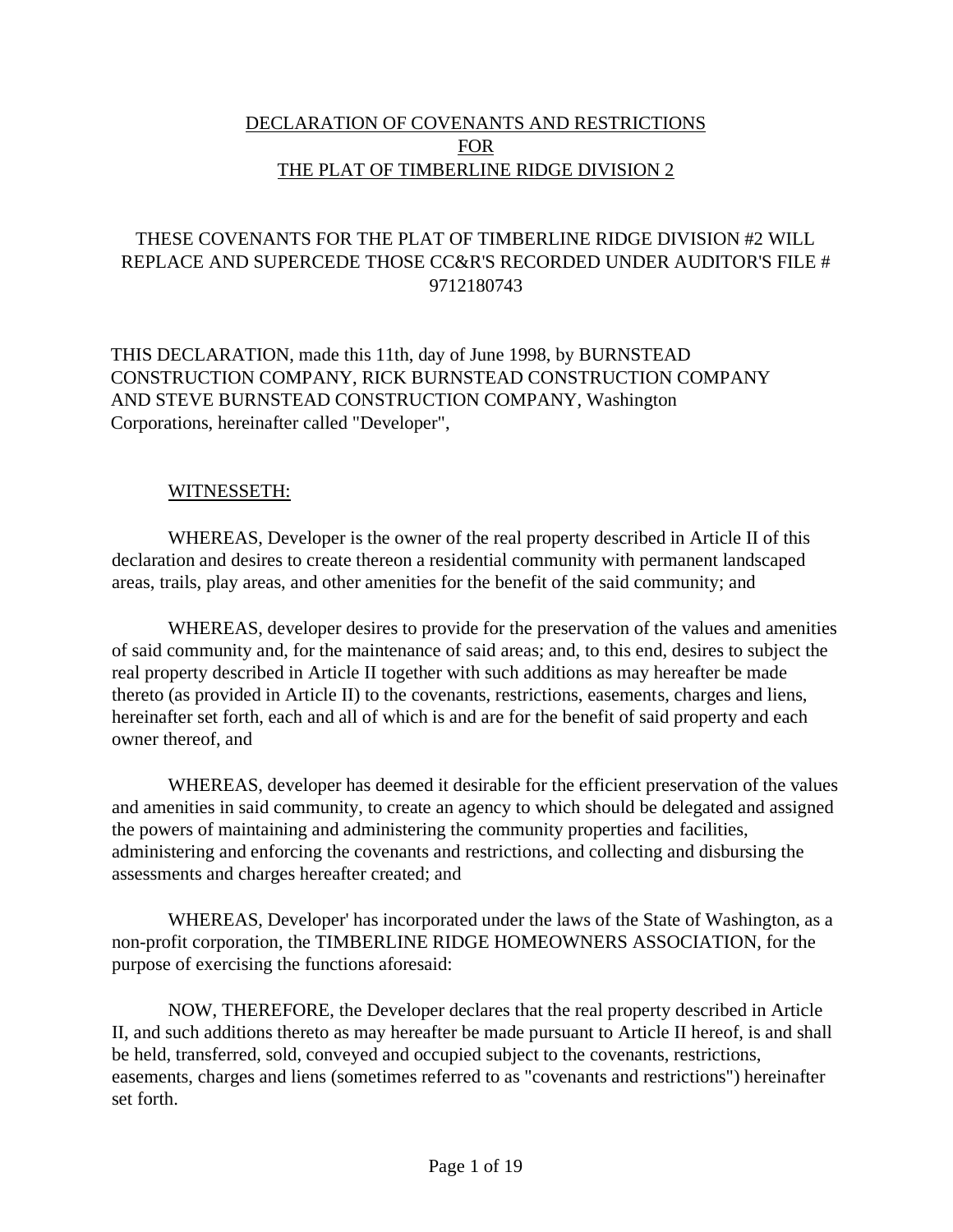# DECLARATION OF COVENANTS AND RESTRICTIONS
# FOR
# THE PLAT OF TIMBERLINE RIDGE DIVISION 2

THESE COVENANTS FOR THE PLAT OF TIMBERLINE RIDGE DIVISION #2 WILL REPLACE AND SUPERCEDE THOSE CC&R'S RECORDED UNDER AUDITOR'S FILE # 9712180743

THIS DECLARATION, made this 11th, day of June 1998, by BURNSTEAD CONSTRUCTION COMPANY, RICK BURNSTEAD CONSTRUCTION COMPANY AND STEVE BURNSTEAD CONSTRUCTION COMPANY, Washington Corporations, hereinafter called "Developer",

WITNESSETH:

WHEREAS, Developer is the owner of the real property described in Article II of this declaration and desires to create thereon a residential community with permanent landscaped areas, trails, play areas, and other amenities for the benefit of the said community; and

WHEREAS, developer desires to provide for the preservation of the values and amenities of said community and, for the maintenance of said areas; and, to this end, desires to subject the real property described in Article II together with such additions as may hereafter be made thereto (as provided in Article II) to the covenants, restrictions, easements, charges and liens, hereinafter set forth, each and all of which is and are for the benefit of said property and each owner thereof, and

WHEREAS, developer has deemed it desirable for the efficient preservation of the values and amenities in said community, to create an agency to which should be delegated and assigned the powers of maintaining and administering the community properties and facilities, administering and enforcing the covenants and restrictions, and collecting and disbursing the assessments and charges hereafter created; and

WHEREAS, Developer' has incorporated under the laws of the State of Washington, as a non-profit corporation, the TIMBERLINE RIDGE HOMEOWNERS ASSOCIATION, for the purpose of exercising the functions aforesaid:

NOW, THEREFORE, the Developer declares that the real property described in Article II, and such additions thereto as may hereafter be made pursuant to Article II hereof, is and shall be held, transferred, sold, conveyed and occupied subject to the covenants, restrictions, easements, charges and liens (sometimes referred to as "covenants and restrictions") hereinafter set forth.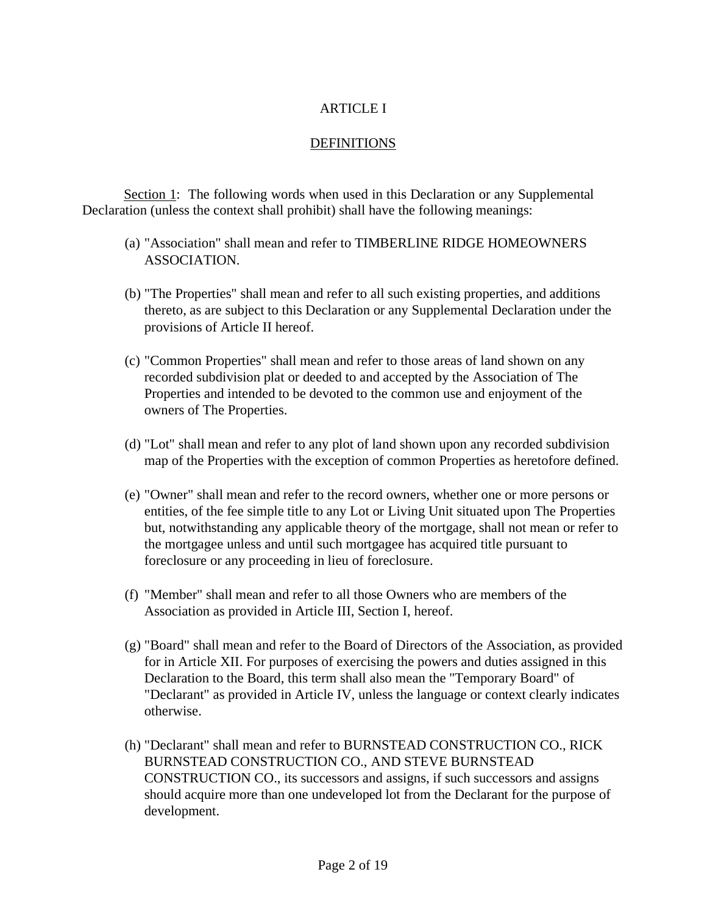# ARTICLE I

## DEFINITIONS

Section 1: The following words when used in this Declaration or any Supplemental Declaration (unless the context shall prohibit) shall have the following meanings:

(a) "Association" shall mean and refer to TIMBERLINE RIDGE HOMEOWNERS ASSOCIATION.

(b) "The Properties" shall mean and refer to all such existing properties, and additions thereto, as are subject to this Declaration or any Supplemental Declaration under the provisions of Article II hereof.

(c) "Common Properties" shall mean and refer to those areas of land shown on any recorded subdivision plat or deeded to and accepted by the Association of The Properties and intended to be devoted to the common use and enjoyment of the owners of The Properties.

(d) "Lot" shall mean and refer to any plot of land shown upon any recorded subdivision map of the Properties with the exception of common Properties as heretofore defined.

(e) "Owner" shall mean and refer to the record owners, whether one or more persons or entities, of the fee simple title to any Lot or Living Unit situated upon The Properties but, notwithstanding any applicable theory of the mortgage, shall not mean or refer to the mortgagee unless and until such mortgagee has acquired title pursuant to foreclosure or any proceeding in lieu of foreclosure.

(f) "Member" shall mean and refer to all those Owners who are members of the Association as provided in Article III, Section I, hereof.

(g) "Board" shall mean and refer to the Board of Directors of the Association, as provided for in Article XII. For purposes of exercising the powers and duties assigned in this Declaration to the Board, this term shall also mean the "Temporary Board" of "Declarant" as provided in Article IV, unless the language or context clearly indicates otherwise.

(h) "Declarant" shall mean and refer to BURNSTEAD CONSTRUCTION CO., RICK BURNSTEAD CONSTRUCTION CO., AND STEVE BURNSTEAD CONSTRUCTION CO., its successors and assigns, if such successors and assigns should acquire more than one undeveloped lot from the Declarant for the purpose of development.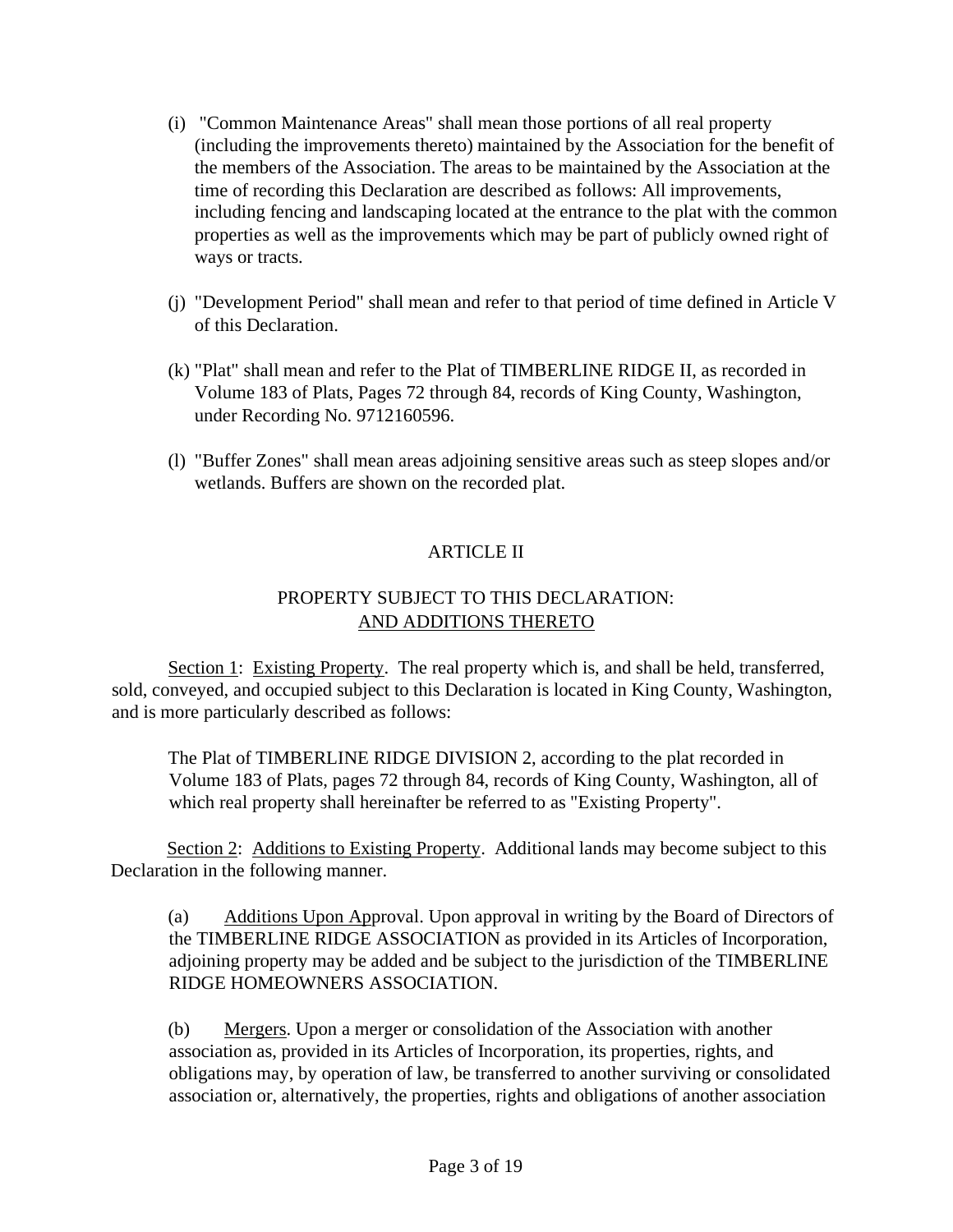(i) "Common Maintenance Areas" shall mean those portions of all real property (including the improvements thereto) maintained by the Association for the benefit of the members of the Association. The areas to be maintained by the Association at the time of recording this Declaration are described as follows: All improvements, including fencing and landscaping located at the entrance to the plat with the common properties as well as the improvements which may be part of publicly owned right of ways or tracts.

(j) "Development Period" shall mean and refer to that period of time defined in Article V of this Declaration.

(k) "Plat" shall mean and refer to the Plat of TIMBERLINE RIDGE II, as recorded in Volume 183 of Plats, Pages 72 through 84, records of King County, Washington, under Recording No. 9712160596.

(l) "Buffer Zones" shall mean areas adjoining sensitive areas such as steep slopes and/or wetlands. Buffers are shown on the recorded plat.

## ARTICLE II

## PROPERTY SUBJECT TO THIS DECLARATION: AND ADDITIONS THERETO

Section 1: Existing Property. The real property which is, and shall be held, transferred, sold, conveyed, and occupied subject to this Declaration is located in King County, Washington, and is more particularly described as follows:

> The Plat of TIMBERLINE RIDGE DIVISION 2, according to the plat recorded in Volume 183 of Plats, pages 72 through 84, records of King County, Washington, all of which real property shall hereinafter be referred to as "Existing Property".

Section 2: Additions to Existing Property. Additional lands may become subject to this Declaration in the following manner.

(a) Additions Upon Approval. Upon approval in writing by the Board of Directors of the TIMBERLINE RIDGE ASSOCIATION as provided in its Articles of Incorporation, adjoining property may be added and be subject to the jurisdiction of the TIMBERLINE RIDGE HOMEOWNERS ASSOCIATION.

(b) Mergers. Upon a merger or consolidation of the Association with another association as, provided in its Articles of Incorporation, its properties, rights, and obligations may, by operation of law, be transferred to another surviving or consolidated association or, alternatively, the properties, rights and obligations of another association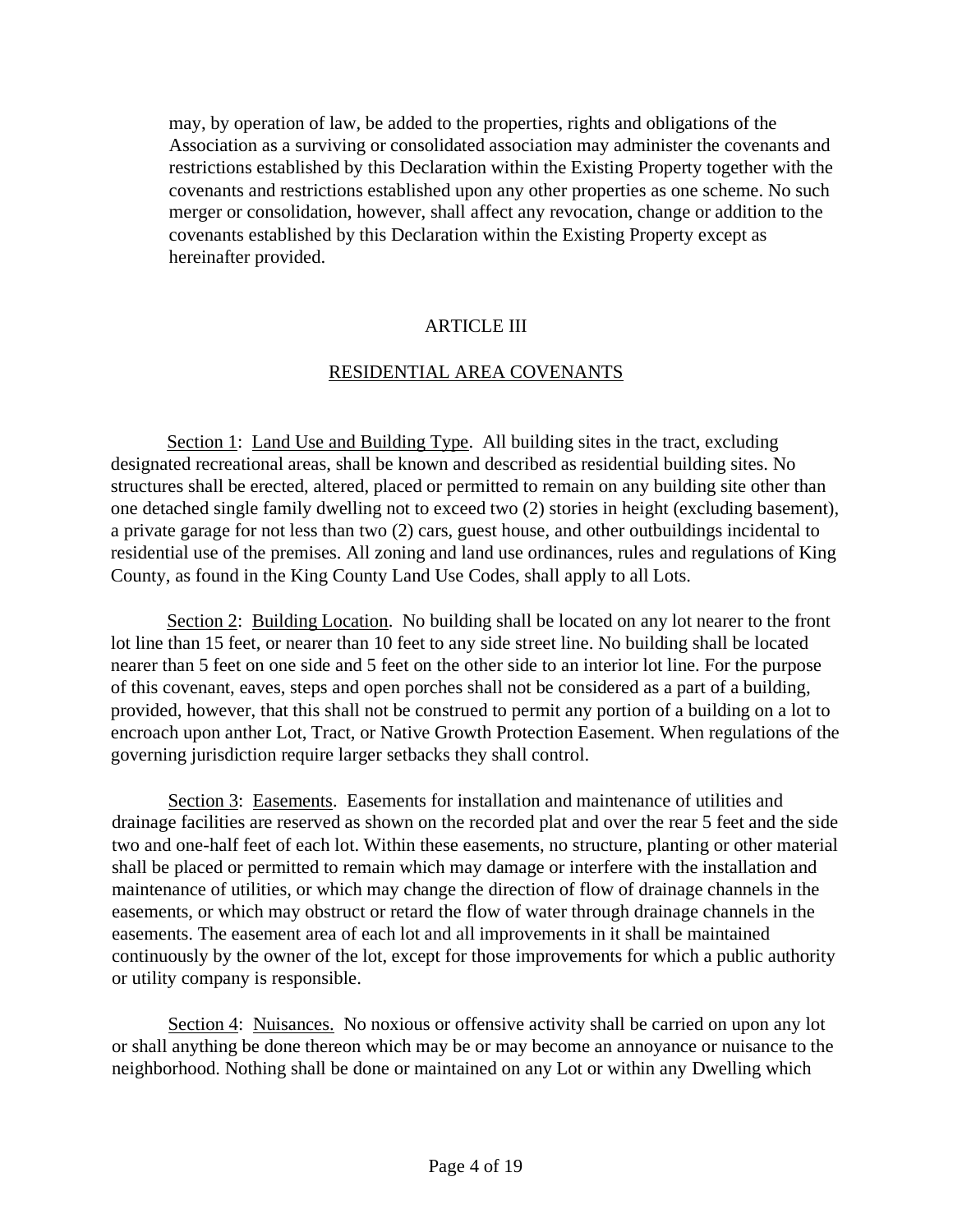may, by operation of law, be added to the properties, rights and obligations of the Association as a surviving or consolidated association may administer the covenants and restrictions established by this Declaration within the Existing Property together with the covenants and restrictions established upon any other properties as one scheme. No such merger or consolidation, however, shall affect any revocation, change or addition to the covenants established by this Declaration within the Existing Property except as hereinafter provided.

## ARTICLE III

## RESIDENTIAL AREA COVENANTS

Section 1: Land Use and Building Type. All building sites in the tract, excluding designated recreational areas, shall be known and described as residential building sites. No structures shall be erected, altered, placed or permitted to remain on any building site other than one detached single family dwelling not to exceed two (2) stories in height (excluding basement), a private garage for not less than two (2) cars, guest house, and other outbuildings incidental to residential use of the premises. All zoning and land use ordinances, rules and regulations of King County, as found in the King County Land Use Codes, shall apply to all Lots.

Section 2: Building Location. No building shall be located on any lot nearer to the front lot line than 15 feet, or nearer than 10 feet to any side street line. No building shall be located nearer than 5 feet on one side and 5 feet on the other side to an interior lot line. For the purpose of this covenant, eaves, steps and open porches shall not be considered as a part of a building, provided, however, that this shall not be construed to permit any portion of a building on a lot to encroach upon anther Lot, Tract, or Native Growth Protection Easement. When regulations of the governing jurisdiction require larger setbacks they shall control.

Section 3: Easements. Easements for installation and maintenance of utilities and drainage facilities are reserved as shown on the recorded plat and over the rear 5 feet and the side two and one-half feet of each lot. Within these easements, no structure, planting or other material shall be placed or permitted to remain which may damage or interfere with the installation and maintenance of utilities, or which may change the direction of flow of drainage channels in the easements, or which may obstruct or retard the flow of water through drainage channels in the easements. The easement area of each lot and all improvements in it shall be maintained continuously by the owner of the lot, except for those improvements for which a public authority or utility company is responsible.

Section 4: Nuisances. No noxious or offensive activity shall be carried on upon any lot or shall anything be done thereon which may be or may become an annoyance or nuisance to the neighborhood. Nothing shall be done or maintained on any Lot or within any Dwelling which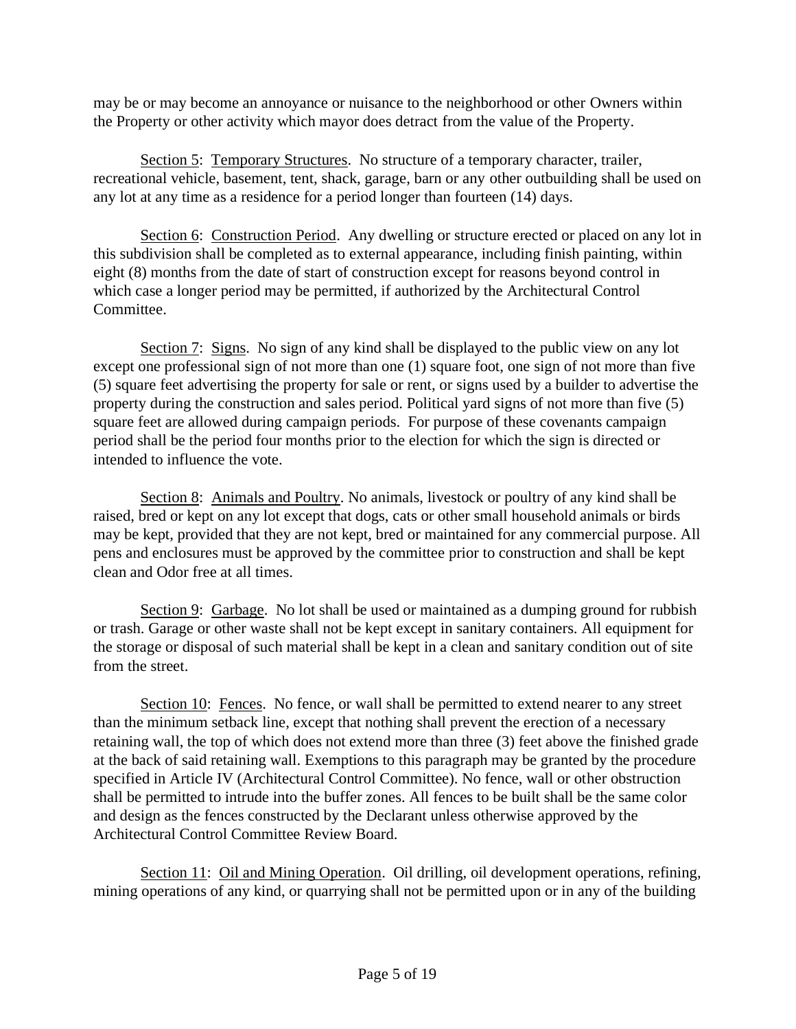may be or may become an annoyance or nuisance to the neighborhood or other Owners within the Property or other activity which mayor does detract from the value of the Property.

Section 5: Temporary Structures. No structure of a temporary character, trailer, recreational vehicle, basement, tent, shack, garage, barn or any other outbuilding shall be used on any lot at any time as a residence for a period longer than fourteen (14) days.

Section 6: Construction Period. Any dwelling or structure erected or placed on any lot in this subdivision shall be completed as to external appearance, including finish painting, within eight (8) months from the date of start of construction except for reasons beyond control in which case a longer period may be permitted, if authorized by the Architectural Control Committee.

Section 7: Signs. No sign of any kind shall be displayed to the public view on any lot except one professional sign of not more than one (1) square foot, one sign of not more than five (5) square feet advertising the property for sale or rent, or signs used by a builder to advertise the property during the construction and sales period. Political yard signs of not more than five (5) square feet are allowed during campaign periods. For purpose of these covenants campaign period shall be the period four months prior to the election for which the sign is directed or intended to influence the vote.

Section 8: Animals and Poultry. No animals, livestock or poultry of any kind shall be raised, bred or kept on any lot except that dogs, cats or other small household animals or birds may be kept, provided that they are not kept, bred or maintained for any commercial purpose. All pens and enclosures must be approved by the committee prior to construction and shall be kept clean and Odor free at all times.

Section 9: Garbage. No lot shall be used or maintained as a dumping ground for rubbish or trash. Garage or other waste shall not be kept except in sanitary containers. All equipment for the storage or disposal of such material shall be kept in a clean and sanitary condition out of site from the street.

Section 10: Fences. No fence, or wall shall be permitted to extend nearer to any street than the minimum setback line, except that nothing shall prevent the erection of a necessary retaining wall, the top of which does not extend more than three (3) feet above the finished grade at the back of said retaining wall. Exemptions to this paragraph may be granted by the procedure specified in Article IV (Architectural Control Committee). No fence, wall or other obstruction shall be permitted to intrude into the buffer zones. All fences to be built shall be the same color and design as the fences constructed by the Declarant unless otherwise approved by the Architectural Control Committee Review Board.

Section 11: Oil and Mining Operation. Oil drilling, oil development operations, refining, mining operations of any kind, or quarrying shall not be permitted upon or in any of the building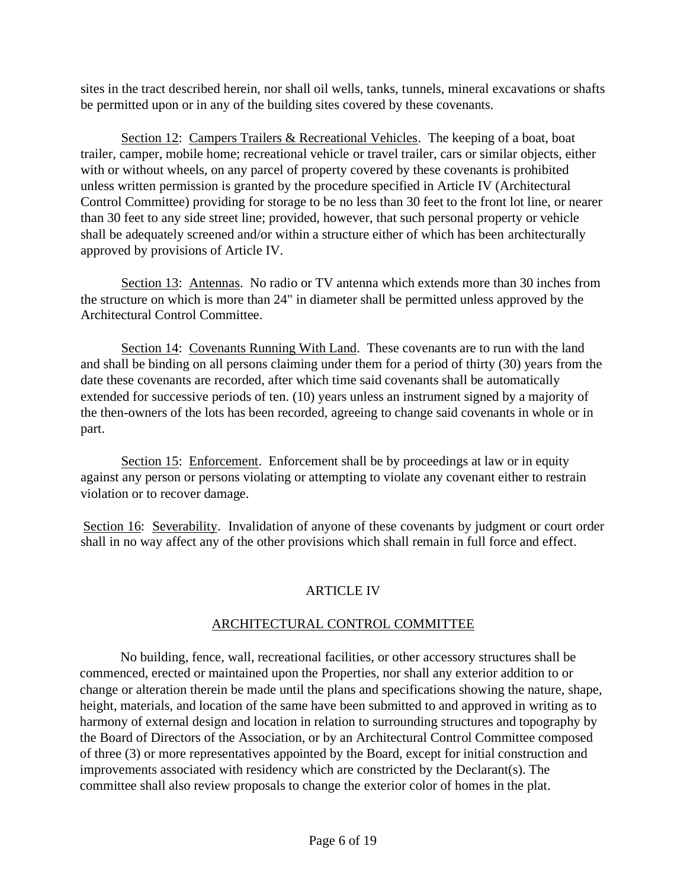sites in the tract described herein, nor shall oil wells, tanks, tunnels, mineral excavations or shafts be permitted upon or in any of the building sites covered by these covenants.

Section 12: Campers Trailers & Recreational Vehicles. The keeping of a boat, boat trailer, camper, mobile home; recreational vehicle or travel trailer, cars or similar objects, either with or without wheels, on any parcel of property covered by these covenants is prohibited unless written permission is granted by the procedure specified in Article IV (Architectural Control Committee) providing for storage to be no less than 30 feet to the front lot line, or nearer than 30 feet to any side street line; provided, however, that such personal property or vehicle shall be adequately screened and/or within a structure either of which has been architecturally approved by provisions of Article IV.

Section 13: Antennas. No radio or TV antenna which extends more than 30 inches from the structure on which is more than 24" in diameter shall be permitted unless approved by the Architectural Control Committee.

Section 14: Covenants Running With Land. These covenants are to run with the land and shall be binding on all persons claiming under them for a period of thirty (30) years from the date these covenants are recorded, after which time said covenants shall be automatically extended for successive periods of ten. (10) years unless an instrument signed by a majority of the then-owners of the lots has been recorded, agreeing to change said covenants in whole or in part.

Section 15: Enforcement. Enforcement shall be by proceedings at law or in equity against any person or persons violating or attempting to violate any covenant either to restrain violation or to recover damage.

Section 16: Severability. Invalidation of anyone of these covenants by judgment or court order shall in no way affect any of the other provisions which shall remain in full force and effect.

## ARTICLE IV

## ARCHITECTURAL CONTROL COMMITTEE

No building, fence, wall, recreational facilities, or other accessory structures shall be commenced, erected or maintained upon the Properties, nor shall any exterior addition to or change or alteration therein be made until the plans and specifications showing the nature, shape, height, materials, and location of the same have been submitted to and approved in writing as to harmony of external design and location in relation to surrounding structures and topography by the Board of Directors of the Association, or by an Architectural Control Committee composed of three (3) or more representatives appointed by the Board, except for initial construction and improvements associated with residency which are constricted by the Declarant(s). The committee shall also review proposals to change the exterior color of homes in the plat.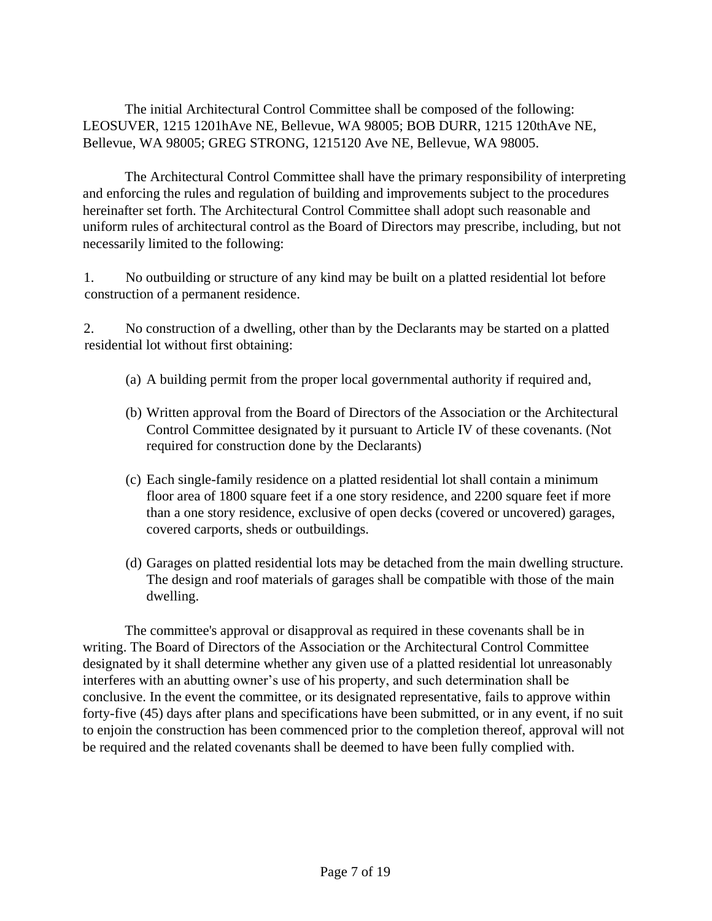The initial Architectural Control Committee shall be composed of the following: LEOSUVER, 1215 1201hAve NE, Bellevue, WA 98005; BOB DURR, 1215 120thAve NE, Bellevue, WA 98005; GREG STRONG, 1215120 Ave NE, Bellevue, WA 98005.

The Architectural Control Committee shall have the primary responsibility of interpreting and enforcing the rules and regulation of building and improvements subject to the procedures hereinafter set forth. The Architectural Control Committee shall adopt such reasonable and uniform rules of architectural control as the Board of Directors may prescribe, including, but not necessarily limited to the following:

1. No outbuilding or structure of any kind may be built on a platted residential lot before construction of a permanent residence.

2. No construction of a dwelling, other than by the Declarants may be started on a platted residential lot without first obtaining:

   (a) A building permit from the proper local governmental authority if required and,

   (b) Written approval from the Board of Directors of the Association or the Architectural Control Committee designated by it pursuant to Article IV of these covenants. (Not required for construction done by the Declarants)

   (c) Each single-family residence on a platted residential lot shall contain a minimum floor area of 1800 square feet if a one story residence, and 2200 square feet if more than a one story residence, exclusive of open decks (covered or uncovered) garages, covered carports, sheds or outbuildings.

   (d) Garages on platted residential lots may be detached from the main dwelling structure. The design and roof materials of garages shall be compatible with those of the main dwelling.

The committee's approval or disapproval as required in these covenants shall be in writing. The Board of Directors of the Association or the Architectural Control Committee designated by it shall determine whether any given use of a platted residential lot unreasonably interferes with an abutting owner's use of his property, and such determination shall be conclusive. In the event the committee, or its designated representative, fails to approve within forty-five (45) days after plans and specifications have been submitted, or in any event, if no suit to enjoin the construction has been commenced prior to the completion thereof, approval will not be required and the related covenants shall be deemed to have been fully complied with.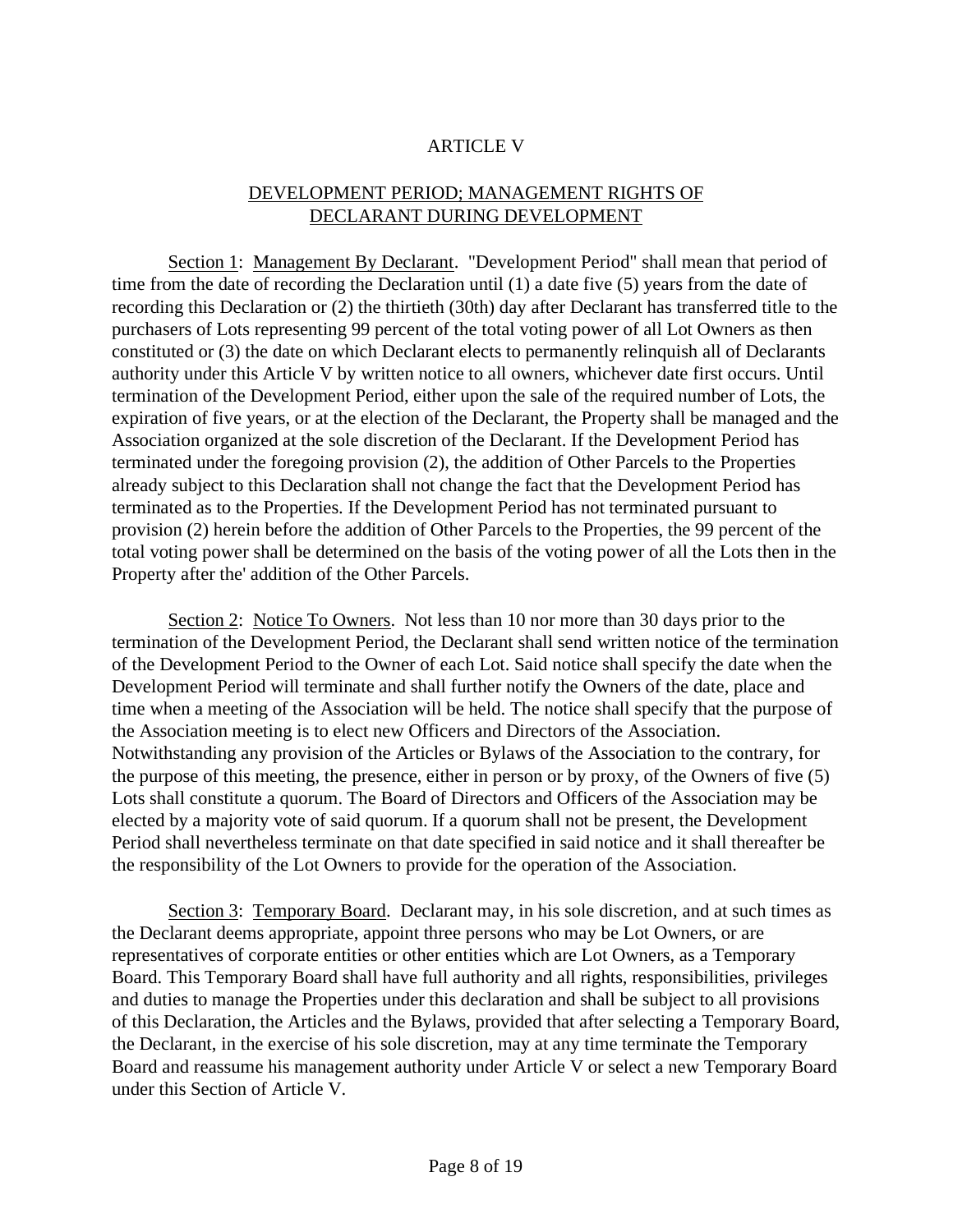# ARTICLE V

## DEVELOPMENT PERIOD; MANAGEMENT RIGHTS OF DECLARANT DURING DEVELOPMENT

Section 1: Management By Declarant. "Development Period" shall mean that period of time from the date of recording the Declaration until (1) a date five (5) years from the date of recording this Declaration or (2) the thirtieth (30th) day after Declarant has transferred title to the purchasers of Lots representing 99 percent of the total voting power of all Lot Owners as then constituted or (3) the date on which Declarant elects to permanently relinquish all of Declarants authority under this Article V by written notice to all owners, whichever date first occurs. Until termination of the Development Period, either upon the sale of the required number of Lots, the expiration of five years, or at the election of the Declarant, the Property shall be managed and the Association organized at the sole discretion of the Declarant. If the Development Period has terminated under the foregoing provision (2), the addition of Other Parcels to the Properties already subject to this Declaration shall not change the fact that the Development Period has terminated as to the Properties. If the Development Period has not terminated pursuant to provision (2) herein before the addition of Other Parcels to the Properties, the 99 percent of the total voting power shall be determined on the basis of the voting power of all the Lots then in the Property after the' addition of the Other Parcels.

Section 2: Notice To Owners. Not less than 10 nor more than 30 days prior to the termination of the Development Period, the Declarant shall send written notice of the termination of the Development Period to the Owner of each Lot. Said notice shall specify the date when the Development Period will terminate and shall further notify the Owners of the date, place and time when a meeting of the Association will be held. The notice shall specify that the purpose of the Association meeting is to elect new Officers and Directors of the Association. Notwithstanding any provision of the Articles or Bylaws of the Association to the contrary, for the purpose of this meeting, the presence, either in person or by proxy, of the Owners of five (5) Lots shall constitute a quorum. The Board of Directors and Officers of the Association may be elected by a majority vote of said quorum. If a quorum shall not be present, the Development Period shall nevertheless terminate on that date specified in said notice and it shall thereafter be the responsibility of the Lot Owners to provide for the operation of the Association.

Section 3: Temporary Board. Declarant may, in his sole discretion, and at such times as the Declarant deems appropriate, appoint three persons who may be Lot Owners, or are representatives of corporate entities or other entities which are Lot Owners, as a Temporary Board. This Temporary Board shall have full authority and all rights, responsibilities, privileges and duties to manage the Properties under this declaration and shall be subject to all provisions of this Declaration, the Articles and the Bylaws, provided that after selecting a Temporary Board, the Declarant, in the exercise of his sole discretion, may at any time terminate the Temporary Board and reassume his management authority under Article V or select a new Temporary Board under this Section of Article V.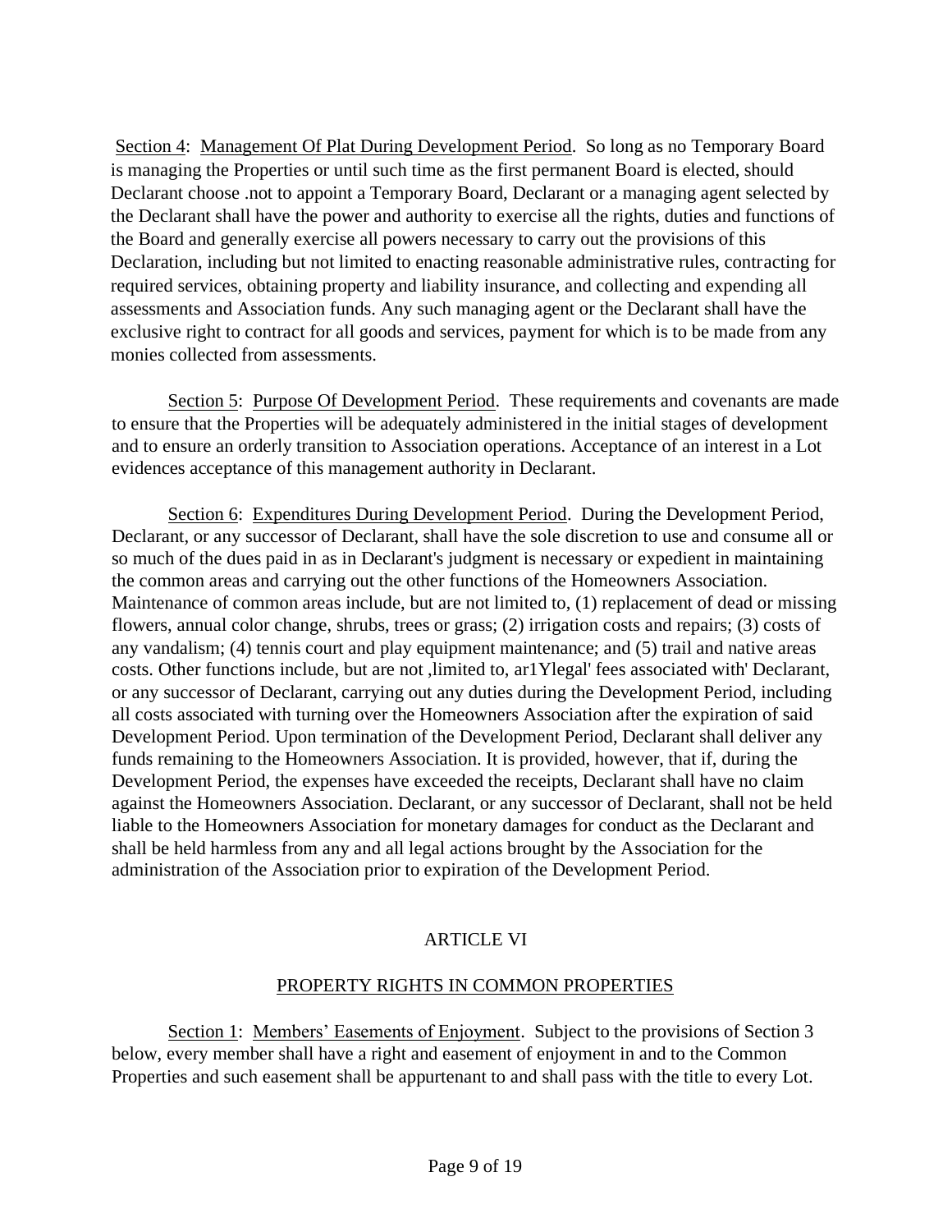Section 4: Management Of Plat During Development Period. So long as no Temporary Board is managing the Properties or until such time as the first permanent Board is elected, should Declarant choose .not to appoint a Temporary Board, Declarant or a managing agent selected by the Declarant shall have the power and authority to exercise all the rights, duties and functions of the Board and generally exercise all powers necessary to carry out the provisions of this Declaration, including but not limited to enacting reasonable administrative rules, contracting for required services, obtaining property and liability insurance, and collecting and expending all assessments and Association funds. Any such managing agent or the Declarant shall have the exclusive right to contract for all goods and services, payment for which is to be made from any monies collected from assessments.

Section 5: Purpose Of Development Period. These requirements and covenants are made to ensure that the Properties will be adequately administered in the initial stages of development and to ensure an orderly transition to Association operations. Acceptance of an interest in a Lot evidences acceptance of this management authority in Declarant.

Section 6: Expenditures During Development Period. During the Development Period, Declarant, or any successor of Declarant, shall have the sole discretion to use and consume all or so much of the dues paid in as in Declarant's judgment is necessary or expedient in maintaining the common areas and carrying out the other functions of the Homeowners Association. Maintenance of common areas include, but are not limited to, (1) replacement of dead or missing flowers, annual color change, shrubs, trees or grass; (2) irrigation costs and repairs; (3) costs of any vandalism; (4) tennis court and play equipment maintenance; and (5) trail and native areas costs. Other functions include, but are not ,limited to, ar1Ylegal' fees associated with' Declarant, or any successor of Declarant, carrying out any duties during the Development Period, including all costs associated with turning over the Homeowners Association after the expiration of said Development Period. Upon termination of the Development Period, Declarant shall deliver any funds remaining to the Homeowners Association. It is provided, however, that if, during the Development Period, the expenses have exceeded the receipts, Declarant shall have no claim against the Homeowners Association. Declarant, or any successor of Declarant, shall not be held liable to the Homeowners Association for monetary damages for conduct as the Declarant and shall be held harmless from any and all legal actions brought by the Association for the administration of the Association prior to expiration of the Development Period.

## ARTICLE VI

## PROPERTY RIGHTS IN COMMON PROPERTIES

Section 1: Members' Easements of Enjoyment. Subject to the provisions of Section 3 below, every member shall have a right and easement of enjoyment in and to the Common Properties and such easement shall be appurtenant to and shall pass with the title to every Lot.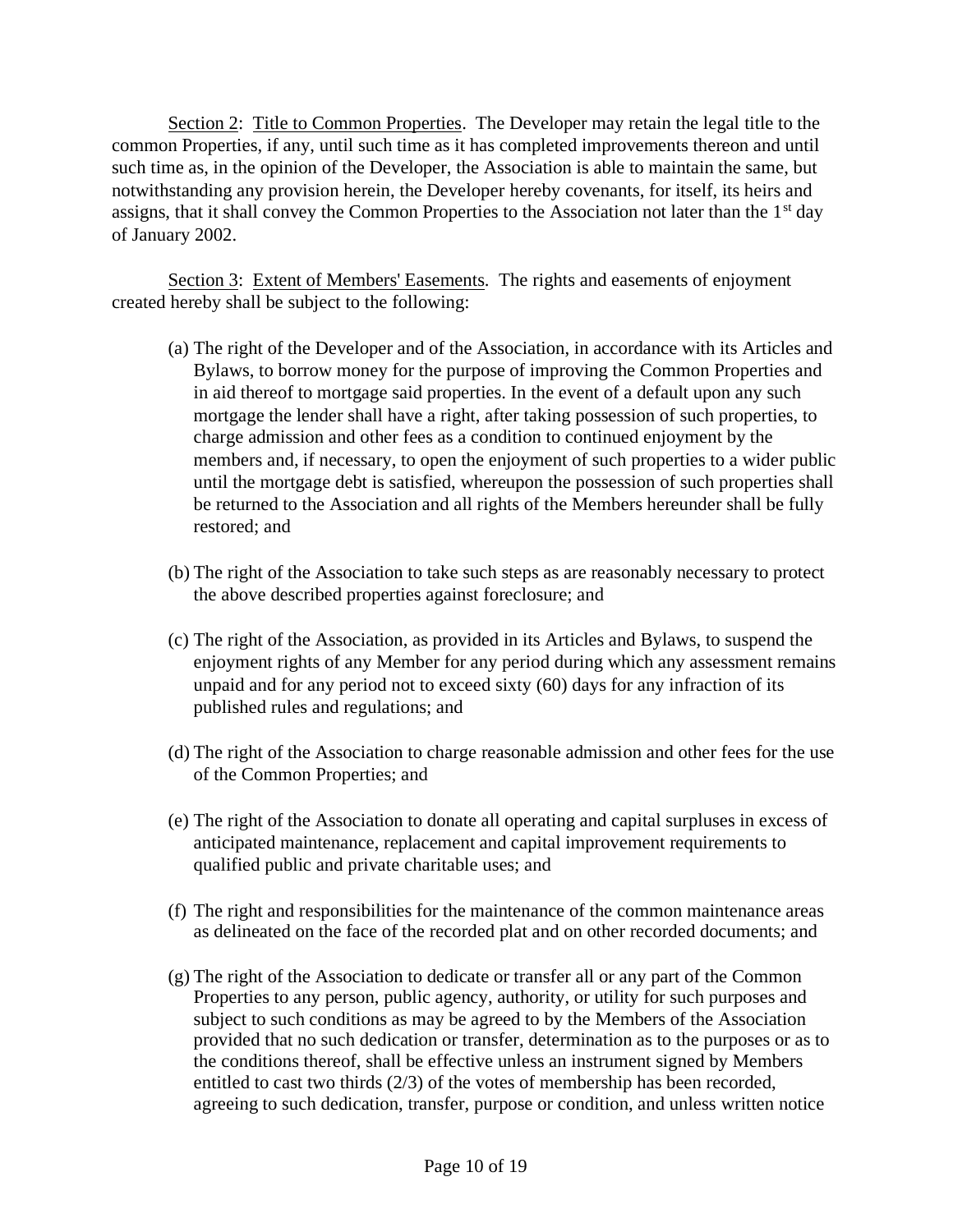Section 2: Title to Common Properties. The Developer may retain the legal title to the common Properties, if any, until such time as it has completed improvements thereon and until such time as, in the opinion of the Developer, the Association is able to maintain the same, but notwithstanding any provision herein, the Developer hereby covenants, for itself, its heirs and assigns, that it shall convey the Common Properties to the Association not later than the 1st day of January 2002.

Section 3: Extent of Members' Easements. The rights and easements of enjoyment created hereby shall be subject to the following:

(a) The right of the Developer and of the Association, in accordance with its Articles and Bylaws, to borrow money for the purpose of improving the Common Properties and in aid thereof to mortgage said properties. In the event of a default upon any such mortgage the lender shall have a right, after taking possession of such properties, to charge admission and other fees as a condition to continued enjoyment by the members and, if necessary, to open the enjoyment of such properties to a wider public until the mortgage debt is satisfied, whereupon the possession of such properties shall be returned to the Association and all rights of the Members hereunder shall be fully restored; and

(b) The right of the Association to take such steps as are reasonably necessary to protect the above described properties against foreclosure; and

(c) The right of the Association, as provided in its Articles and Bylaws, to suspend the enjoyment rights of any Member for any period during which any assessment remains unpaid and for any period not to exceed sixty (60) days for any infraction of its published rules and regulations; and

(d) The right of the Association to charge reasonable admission and other fees for the use of the Common Properties; and

(e) The right of the Association to donate all operating and capital surpluses in excess of anticipated maintenance, replacement and capital improvement requirements to qualified public and private charitable uses; and

(f) The right and responsibilities for the maintenance of the common maintenance areas as delineated on the face of the recorded plat and on other recorded documents; and

(g) The right of the Association to dedicate or transfer all or any part of the Common Properties to any person, public agency, authority, or utility for such purposes and subject to such conditions as may be agreed to by the Members of the Association provided that no such dedication or transfer, determination as to the purposes or as to the conditions thereof, shall be effective unless an instrument signed by Members entitled to cast two thirds (2/3) of the votes of membership has been recorded, agreeing to such dedication, transfer, purpose or condition, and unless written notice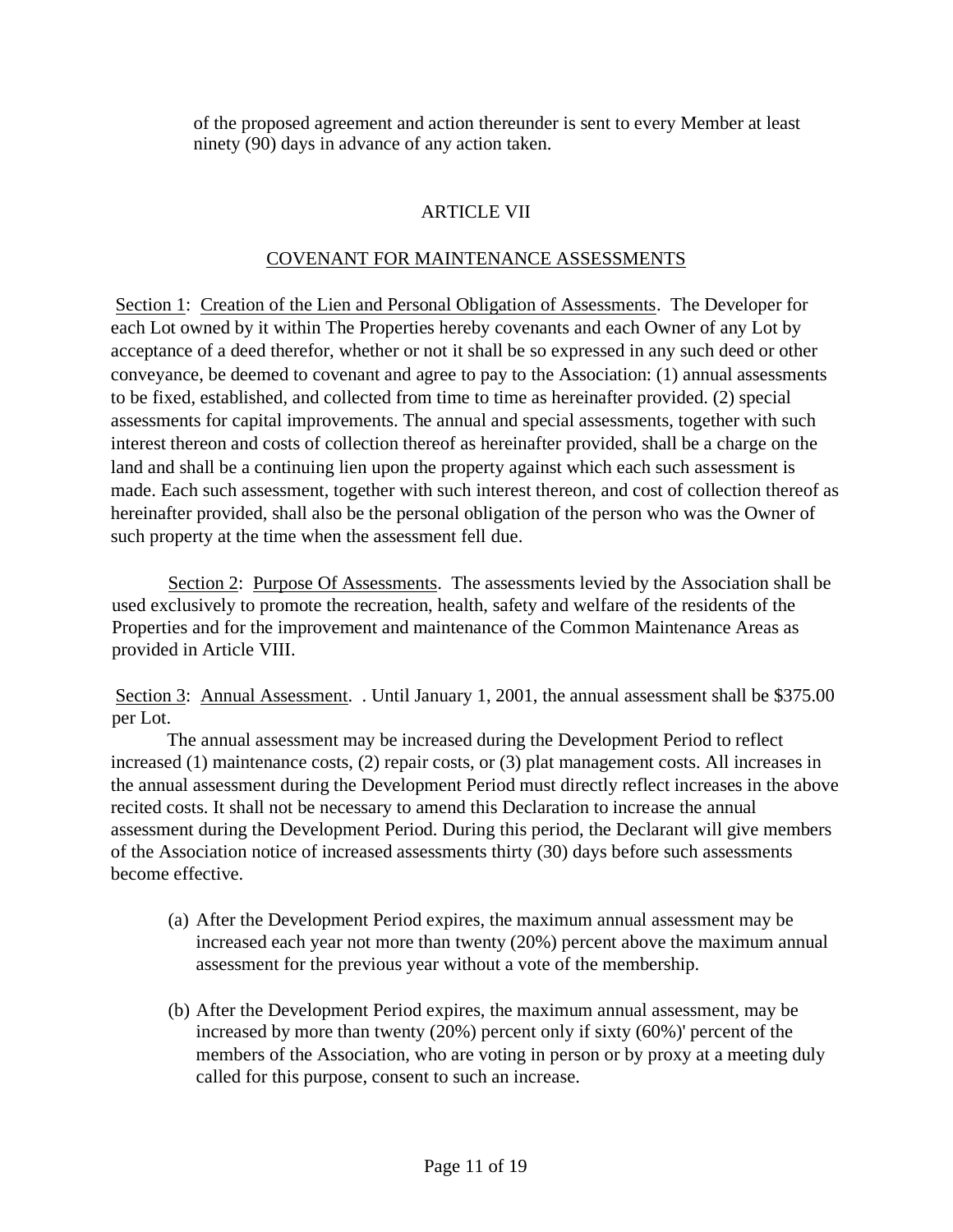of the proposed agreement and action thereunder is sent to every Member at least ninety (90) days in advance of any action taken.

## ARTICLE VII

## COVENANT FOR MAINTENANCE ASSESSMENTS

Section 1: Creation of the Lien and Personal Obligation of Assessments. The Developer for each Lot owned by it within The Properties hereby covenants and each Owner of any Lot by acceptance of a deed therefor, whether or not it shall be so expressed in any such deed or other conveyance, be deemed to covenant and agree to pay to the Association: (1) annual assessments to be fixed, established, and collected from time to time as hereinafter provided. (2) special assessments for capital improvements. The annual and special assessments, together with such interest thereon and costs of collection thereof as hereinafter provided, shall be a charge on the land and shall be a continuing lien upon the property against which each such assessment is made. Each such assessment, together with such interest thereon, and cost of collection thereof as hereinafter provided, shall also be the personal obligation of the person who was the Owner of such property at the time when the assessment fell due.

Section 2: Purpose Of Assessments. The assessments levied by the Association shall be used exclusively to promote the recreation, health, safety and welfare of the residents of the Properties and for the improvement and maintenance of the Common Maintenance Areas as provided in Article VIII.

Section 3: Annual Assessment. . Until January 1, 2001, the annual assessment shall be $375.00 per Lot.

The annual assessment may be increased during the Development Period to reflect increased (1) maintenance costs, (2) repair costs, or (3) plat management costs. All increases in the annual assessment during the Development Period must directly reflect increases in the above recited costs. It shall not be necessary to amend this Declaration to increase the annual assessment during the Development Period. During this period, the Declarant will give members of the Association notice of increased assessments thirty (30) days before such assessments become effective.

(a) After the Development Period expires, the maximum annual assessment may be increased each year not more than twenty (20%) percent above the maximum annual assessment for the previous year without a vote of the membership.

(b) After the Development Period expires, the maximum annual assessment, may be increased by more than twenty (20%) percent only if sixty (60%)' percent of the members of the Association, who are voting in person or by proxy at a meeting duly called for this purpose, consent to such an increase.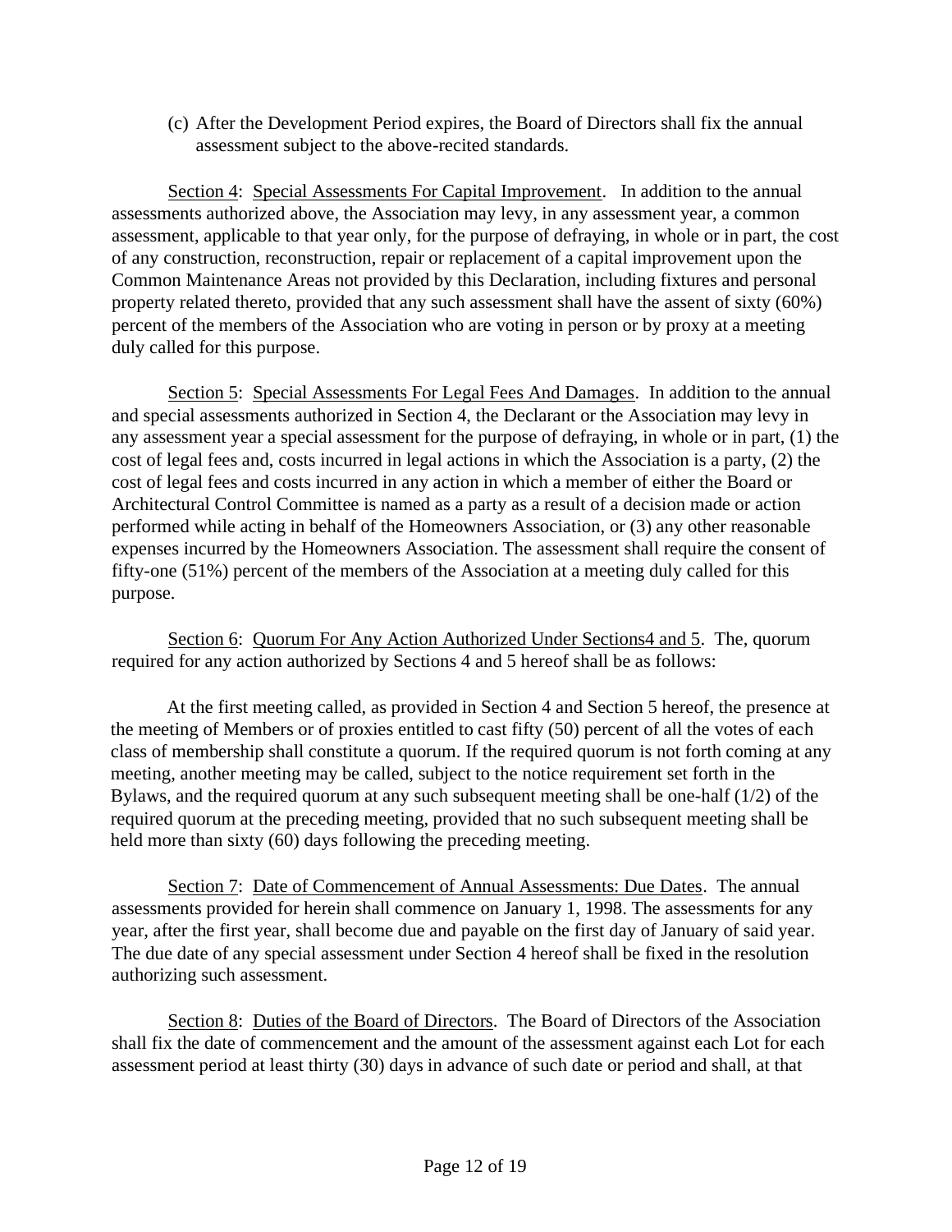(c) After the Development Period expires, the Board of Directors shall fix the annual assessment subject to the above-recited standards.

Section 4: Special Assessments For Capital Improvement. In addition to the annual assessments authorized above, the Association may levy, in any assessment year, a common assessment, applicable to that year only, for the purpose of defraying, in whole or in part, the cost of any construction, reconstruction, repair or replacement of a capital improvement upon the Common Maintenance Areas not provided by this Declaration, including fixtures and personal property related thereto, provided that any such assessment shall have the assent of sixty (60%) percent of the members of the Association who are voting in person or by proxy at a meeting duly called for this purpose.

Section 5: Special Assessments For Legal Fees And Damages. In addition to the annual and special assessments authorized in Section 4, the Declarant or the Association may levy in any assessment year a special assessment for the purpose of defraying, in whole or in part, (1) the cost of legal fees and, costs incurred in legal actions in which the Association is a party, (2) the cost of legal fees and costs incurred in any action in which a member of either the Board or Architectural Control Committee is named as a party as a result of a decision made or action performed while acting in behalf of the Homeowners Association, or (3) any other reasonable expenses incurred by the Homeowners Association. The assessment shall require the consent of fifty-one (51%) percent of the members of the Association at a meeting duly called for this purpose.

Section 6: Quorum For Any Action Authorized Under Sections4 and 5. The, quorum required for any action authorized by Sections 4 and 5 hereof shall be as follows:

At the first meeting called, as provided in Section 4 and Section 5 hereof, the presence at the meeting of Members or of proxies entitled to cast fifty (50) percent of all the votes of each class of membership shall constitute a quorum. If the required quorum is not forth coming at any meeting, another meeting may be called, subject to the notice requirement set forth in the Bylaws, and the required quorum at any such subsequent meeting shall be one-half (1/2) of the required quorum at the preceding meeting, provided that no such subsequent meeting shall be held more than sixty (60) days following the preceding meeting.

Section 7: Date of Commencement of Annual Assessments: Due Dates. The annual assessments provided for herein shall commence on January 1, 1998. The assessments for any year, after the first year, shall become due and payable on the first day of January of said year. The due date of any special assessment under Section 4 hereof shall be fixed in the resolution authorizing such assessment.

Section 8: Duties of the Board of Directors. The Board of Directors of the Association shall fix the date of commencement and the amount of the assessment against each Lot for each assessment period at least thirty (30) days in advance of such date or period and shall, at that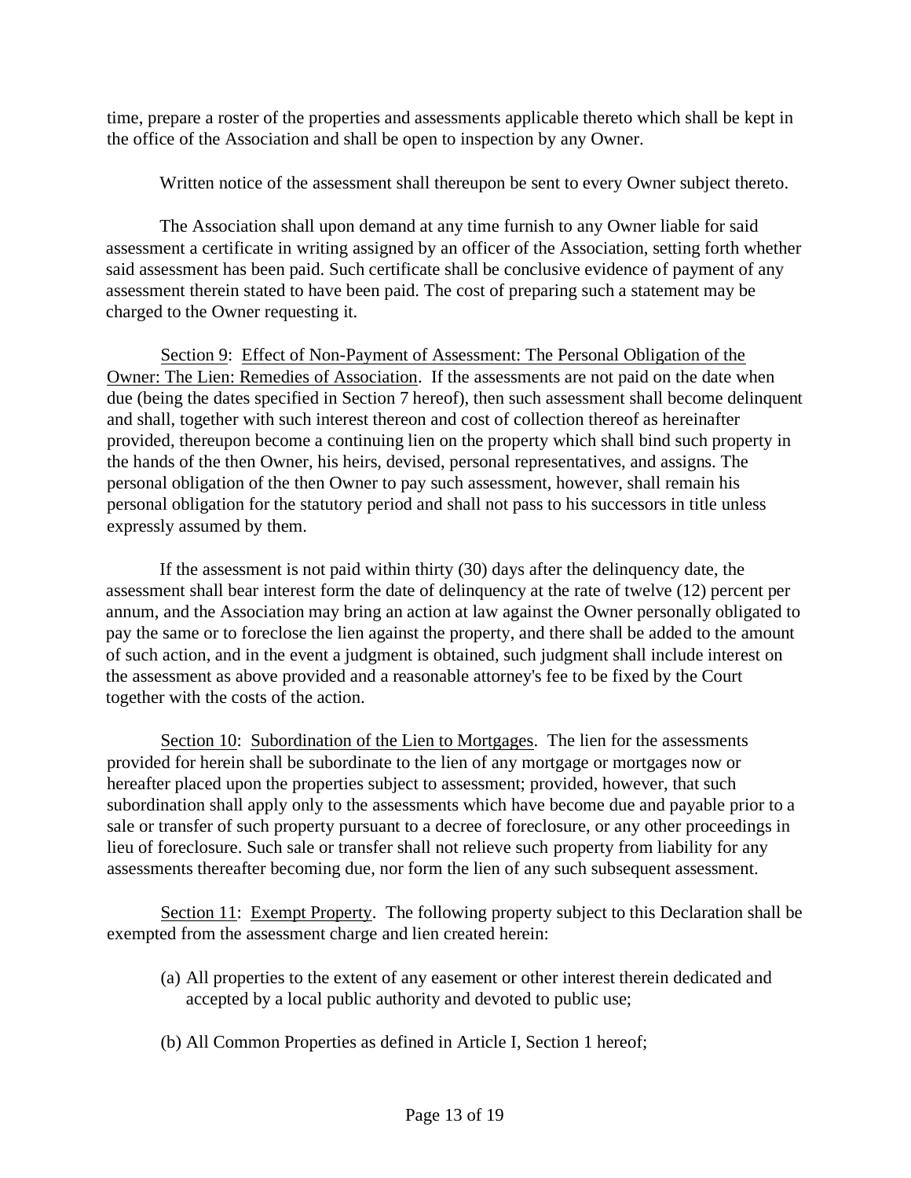time, prepare a roster of the properties and assessments applicable thereto which shall be kept in the office of the Association and shall be open to inspection by any Owner.

Written notice of the assessment shall thereupon be sent to every Owner subject thereto.

The Association shall upon demand at any time furnish to any Owner liable for said assessment a certificate in writing assigned by an officer of the Association, setting forth whether said assessment has been paid. Such certificate shall be conclusive evidence of payment of any assessment therein stated to have been paid. The cost of preparing such a statement may be charged to the Owner requesting it.

<u>Section 9</u>: <u>Effect of Non-Payment of Assessment: The Personal Obligation of the Owner: The Lien: Remedies of Association</u>. If the assessments are not paid on the date when due (being the dates specified in Section 7 hereof), then such assessment shall become delinquent and shall, together with such interest thereon and cost of collection thereof as hereinafter provided, thereupon become a continuing lien on the property which shall bind such property in the hands of the then Owner, his heirs, devised, personal representatives, and assigns. The personal obligation of the then Owner to pay such assessment, however, shall remain his personal obligation for the statutory period and shall not pass to his successors in title unless expressly assumed by them.

If the assessment is not paid within thirty (30) days after the delinquency date, the assessment shall bear interest form the date of delinquency at the rate of twelve (12) percent per annum, and the Association may bring an action at law against the Owner personally obligated to pay the same or to foreclose the lien against the property, and there shall be added to the amount of such action, and in the event a judgment is obtained, such judgment shall include interest on the assessment as above provided and a reasonable attorney's fee to be fixed by the Court together with the costs of the action.

<u>Section 10</u>: <u>Subordination of the Lien to Mortgages</u>. The lien for the assessments provided for herein shall be subordinate to the lien of any mortgage or mortgages now or hereafter placed upon the properties subject to assessment; provided, however, that such subordination shall apply only to the assessments which have become due and payable prior to a sale or transfer of such property pursuant to a decree of foreclosure, or any other proceedings in lieu of foreclosure. Such sale or transfer shall not relieve such property from liability for any assessments thereafter becoming due, nor form the lien of any such subsequent assessment.

<u>Section 11</u>: <u>Exempt Property</u>. The following property subject to this Declaration shall be exempted from the assessment charge and lien created herein:

(a) All properties to the extent of any easement or other interest therein dedicated and accepted by a local public authority and devoted to public use;

(b) All Common Properties as defined in Article I, Section 1 hereof;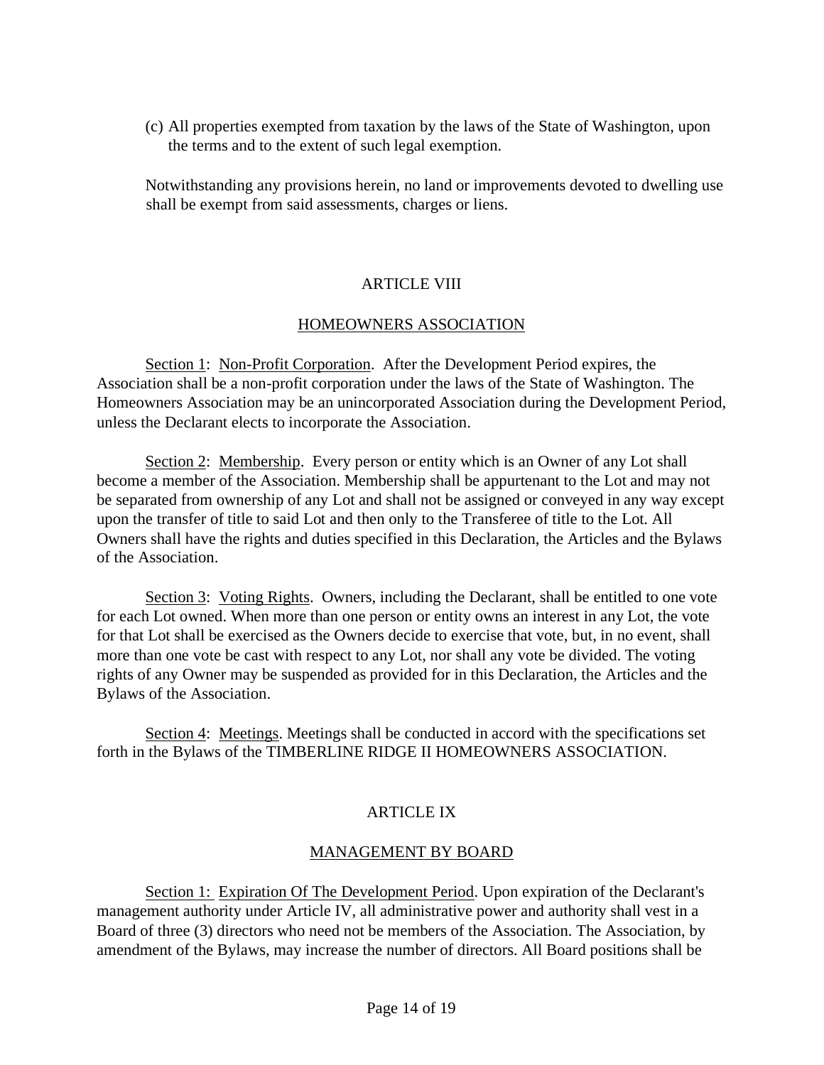(c) All properties exempted from taxation by the laws of the State of Washington, upon the terms and to the extent of such legal exemption.

Notwithstanding any provisions herein, no land or improvements devoted to dwelling use shall be exempt from said assessments, charges or liens.

## ARTICLE VIII

## HOMEOWNERS ASSOCIATION

Section 1: Non-Profit Corporation. After the Development Period expires, the Association shall be a non-profit corporation under the laws of the State of Washington. The Homeowners Association may be an unincorporated Association during the Development Period, unless the Declarant elects to incorporate the Association.

Section 2: Membership. Every person or entity which is an Owner of any Lot shall become a member of the Association. Membership shall be appurtenant to the Lot and may not be separated from ownership of any Lot and shall not be assigned or conveyed in any way except upon the transfer of title to said Lot and then only to the Transferee of title to the Lot. All Owners shall have the rights and duties specified in this Declaration, the Articles and the Bylaws of the Association.

Section 3: Voting Rights. Owners, including the Declarant, shall be entitled to one vote for each Lot owned. When more than one person or entity owns an interest in any Lot, the vote for that Lot shall be exercised as the Owners decide to exercise that vote, but, in no event, shall more than one vote be cast with respect to any Lot, nor shall any vote be divided. The voting rights of any Owner may be suspended as provided for in this Declaration, the Articles and the Bylaws of the Association.

Section 4: Meetings. Meetings shall be conducted in accord with the specifications set forth in the Bylaws of the TIMBERLINE RIDGE II HOMEOWNERS ASSOCIATION.

## ARTICLE IX

## MANAGEMENT BY BOARD

Section 1: Expiration Of The Development Period. Upon expiration of the Declarant's management authority under Article IV, all administrative power and authority shall vest in a Board of three (3) directors who need not be members of the Association. The Association, by amendment of the Bylaws, may increase the number of directors. All Board positions shall be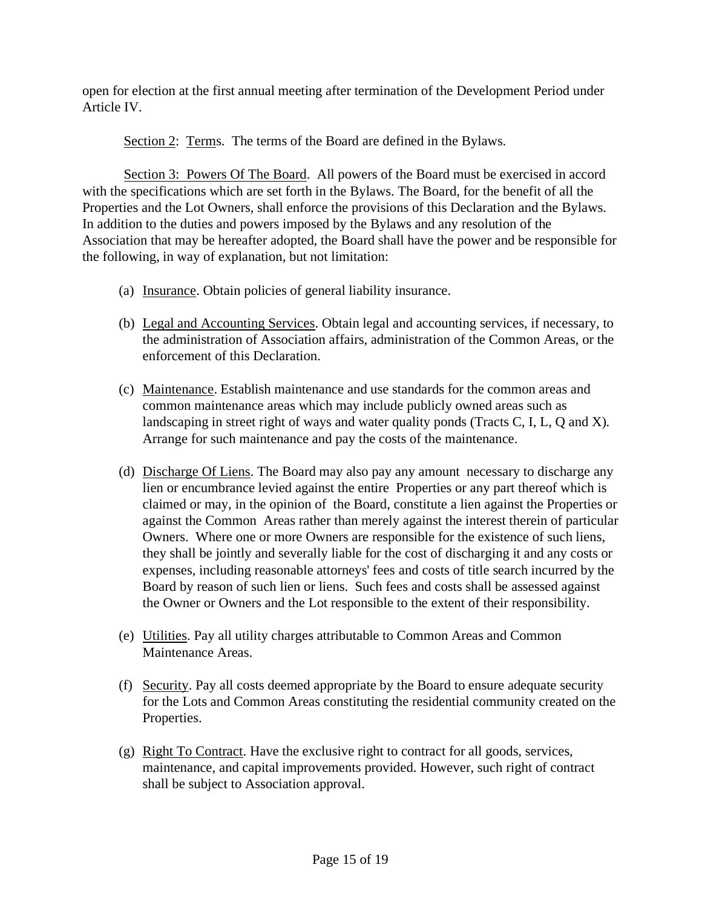open for election at the first annual meeting after termination of the Development Period under Article IV.

Section 2: Terms. The terms of the Board are defined in the Bylaws.

Section 3: Powers Of The Board. All powers of the Board must be exercised in accord with the specifications which are set forth in the Bylaws. The Board, for the benefit of all the Properties and the Lot Owners, shall enforce the provisions of this Declaration and the Bylaws. In addition to the duties and powers imposed by the Bylaws and any resolution of the Association that may be hereafter adopted, the Board shall have the power and be responsible for the following, in way of explanation, but not limitation:

(a) Insurance. Obtain policies of general liability insurance.

(b) Legal and Accounting Services. Obtain legal and accounting services, if necessary, to the administration of Association affairs, administration of the Common Areas, or the enforcement of this Declaration.

(c) Maintenance. Establish maintenance and use standards for the common areas and common maintenance areas which may include publicly owned areas such as landscaping in street right of ways and water quality ponds (Tracts C, I, L, Q and X). Arrange for such maintenance and pay the costs of the maintenance.

(d) Discharge Of Liens. The Board may also pay any amount necessary to discharge any lien or encumbrance levied against the entire Properties or any part thereof which is claimed or may, in the opinion of the Board, constitute a lien against the Properties or against the Common Areas rather than merely against the interest therein of particular Owners. Where one or more Owners are responsible for the existence of such liens, they shall be jointly and severally liable for the cost of discharging it and any costs or expenses, including reasonable attorneys' fees and costs of title search incurred by the Board by reason of such lien or liens. Such fees and costs shall be assessed against the Owner or Owners and the Lot responsible to the extent of their responsibility.

(e) Utilities. Pay all utility charges attributable to Common Areas and Common Maintenance Areas.

(f) Security. Pay all costs deemed appropriate by the Board to ensure adequate security for the Lots and Common Areas constituting the residential community created on the Properties.

(g) Right To Contract. Have the exclusive right to contract for all goods, services, maintenance, and capital improvements provided. However, such right of contract shall be subject to Association approval.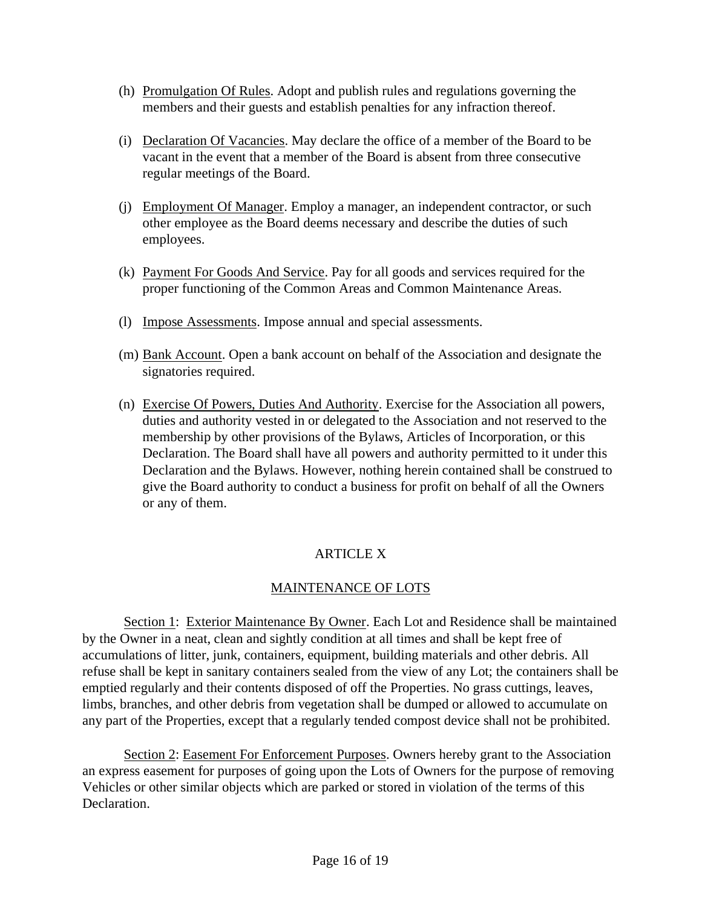(h) Promulgation Of Rules. Adopt and publish rules and regulations governing the members and their guests and establish penalties for any infraction thereof.

(i) Declaration Of Vacancies. May declare the office of a member of the Board to be vacant in the event that a member of the Board is absent from three consecutive regular meetings of the Board.

(j) Employment Of Manager. Employ a manager, an independent contractor, or such other employee as the Board deems necessary and describe the duties of such employees.

(k) Payment For Goods And Service. Pay for all goods and services required for the proper functioning of the Common Areas and Common Maintenance Areas.

(l) Impose Assessments. Impose annual and special assessments.

(m) Bank Account. Open a bank account on behalf of the Association and designate the signatories required.

(n) Exercise Of Powers, Duties And Authority. Exercise for the Association all powers, duties and authority vested in or delegated to the Association and not reserved to the membership by other provisions of the Bylaws, Articles of Incorporation, or this Declaration. The Board shall have all powers and authority permitted to it under this Declaration and the Bylaws. However, nothing herein contained shall be construed to give the Board authority to conduct a business for profit on behalf of all the Owners or any of them.

## ARTICLE X

## MAINTENANCE OF LOTS

Section 1: Exterior Maintenance By Owner. Each Lot and Residence shall be maintained by the Owner in a neat, clean and sightly condition at all times and shall be kept free of accumulations of litter, junk, containers, equipment, building materials and other debris. All refuse shall be kept in sanitary containers sealed from the view of any Lot; the containers shall be emptied regularly and their contents disposed of off the Properties. No grass cuttings, leaves, limbs, branches, and other debris from vegetation shall be dumped or allowed to accumulate on any part of the Properties, except that a regularly tended compost device shall not be prohibited.

Section 2: Easement For Enforcement Purposes. Owners hereby grant to the Association an express easement for purposes of going upon the Lots of Owners for the purpose of removing Vehicles or other similar objects which are parked or stored in violation of the terms of this Declaration.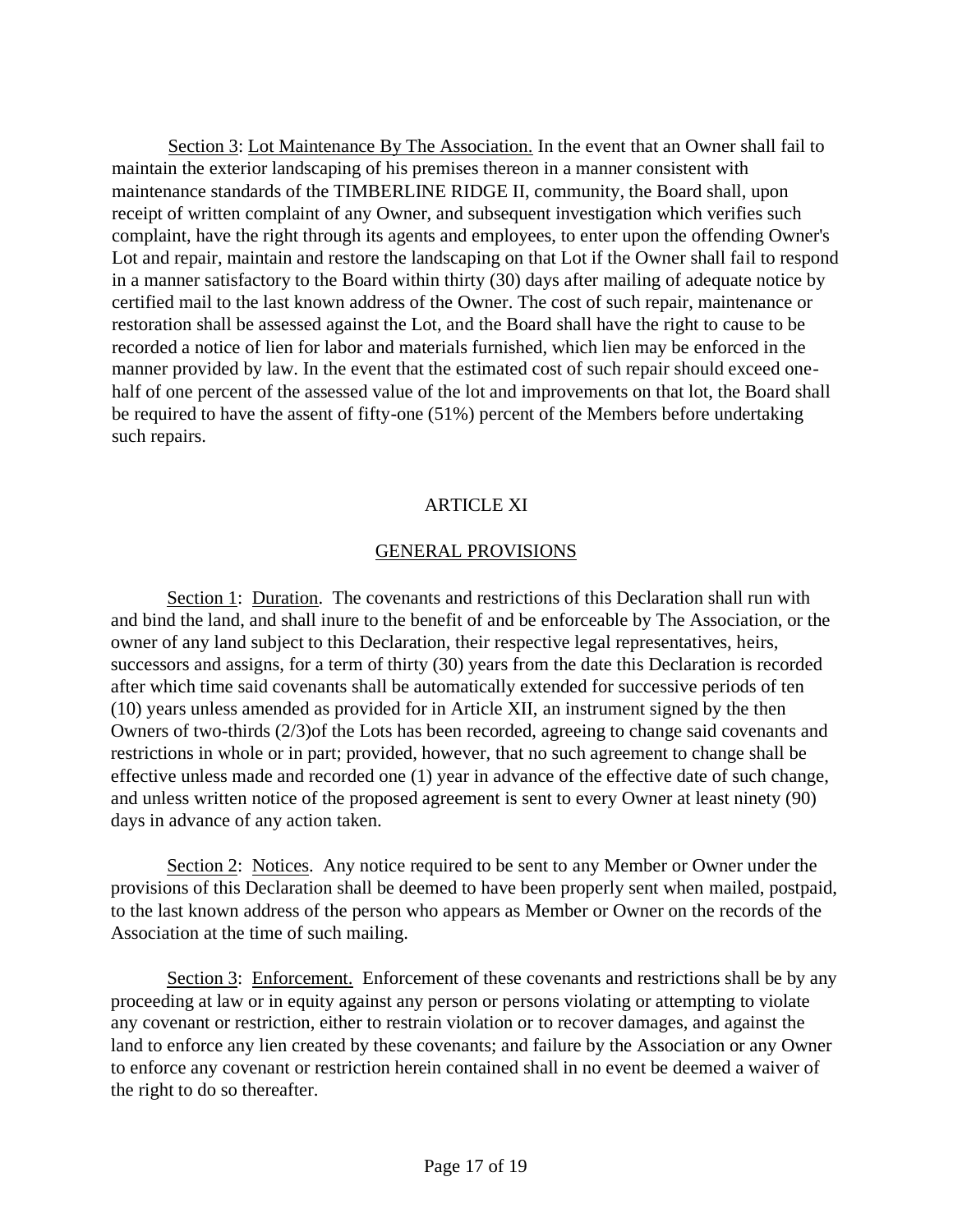Section 3: Lot Maintenance By The Association. In the event that an Owner shall fail to maintain the exterior landscaping of his premises thereon in a manner consistent with maintenance standards of the TIMBERLINE RIDGE II, community, the Board shall, upon receipt of written complaint of any Owner, and subsequent investigation which verifies such complaint, have the right through its agents and employees, to enter upon the offending Owner's Lot and repair, maintain and restore the landscaping on that Lot if the Owner shall fail to respond in a manner satisfactory to the Board within thirty (30) days after mailing of adequate notice by certified mail to the last known address of the Owner. The cost of such repair, maintenance or restoration shall be assessed against the Lot, and the Board shall have the right to cause to be recorded a notice of lien for labor and materials furnished, which lien may be enforced in the manner provided by law. In the event that the estimated cost of such repair should exceed one-half of one percent of the assessed value of the lot and improvements on that lot, the Board shall be required to have the assent of fifty-one (51%) percent of the Members before undertaking such repairs.

## ARTICLE XI

## GENERAL PROVISIONS

Section 1: Duration. The covenants and restrictions of this Declaration shall run with and bind the land, and shall inure to the benefit of and be enforceable by The Association, or the owner of any land subject to this Declaration, their respective legal representatives, heirs, successors and assigns, for a term of thirty (30) years from the date this Declaration is recorded after which time said covenants shall be automatically extended for successive periods of ten (10) years unless amended as provided for in Article XII, an instrument signed by the then Owners of two-thirds (2/3)of the Lots has been recorded, agreeing to change said covenants and restrictions in whole or in part; provided, however, that no such agreement to change shall be effective unless made and recorded one (1) year in advance of the effective date of such change, and unless written notice of the proposed agreement is sent to every Owner at least ninety (90) days in advance of any action taken.

Section 2: Notices. Any notice required to be sent to any Member or Owner under the provisions of this Declaration shall be deemed to have been properly sent when mailed, postpaid, to the last known address of the person who appears as Member or Owner on the records of the Association at the time of such mailing.

Section 3: Enforcement. Enforcement of these covenants and restrictions shall be by any proceeding at law or in equity against any person or persons violating or attempting to violate any covenant or restriction, either to restrain violation or to recover damages, and against the land to enforce any lien created by these covenants; and failure by the Association or any Owner to enforce any covenant or restriction herein contained shall in no event be deemed a waiver of the right to do so thereafter.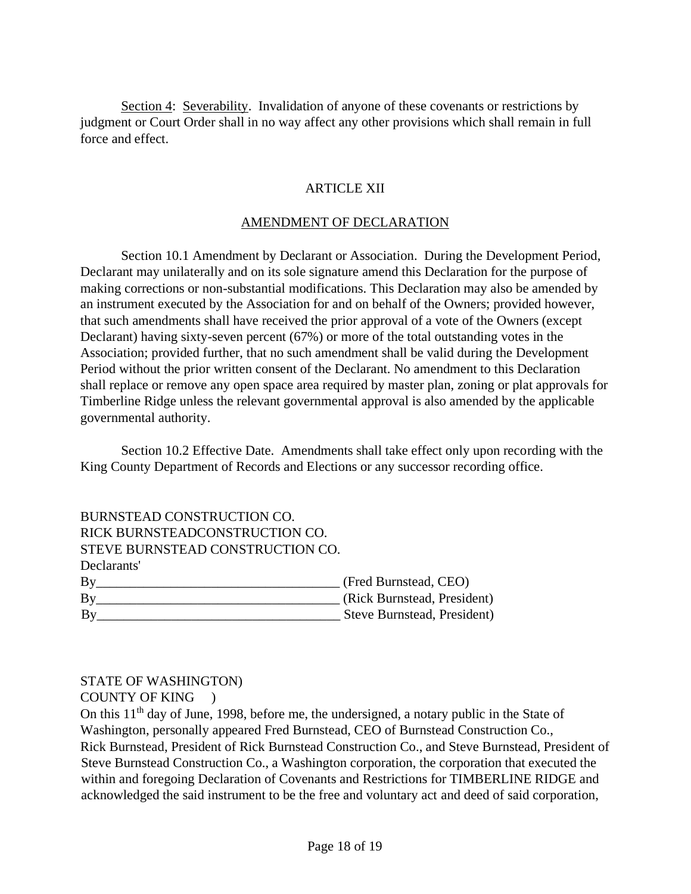Section 4: Severability. Invalidation of anyone of these covenants or restrictions by judgment or Court Order shall in no way affect any other provisions which shall remain in full force and effect.

## ARTICLE XII

## AMENDMENT OF DECLARATION

Section 10.1 Amendment by Declarant or Association. During the Development Period, Declarant may unilaterally and on its sole signature amend this Declaration for the purpose of making corrections or non-substantial modifications. This Declaration may also be amended by an instrument executed by the Association for and on behalf of the Owners; provided however, that such amendments shall have received the prior approval of a vote of the Owners (except Declarant) having sixty-seven percent (67%) or more of the total outstanding votes in the Association; provided further, that no such amendment shall be valid during the Development Period without the prior written consent of the Declarant. No amendment to this Declaration shall replace or remove any open space area required by master plan, zoning or plat approvals for Timberline Ridge unless the relevant governmental approval is also amended by the applicable governmental authority.

Section 10.2 Effective Date. Amendments shall take effect only upon recording with the King County Department of Records and Elections or any successor recording office.

BURNSTEAD CONSTRUCTION CO.
RICK BURNSTEADCONSTRUCTION CO.
STEVE BURNSTEAD CONSTRUCTION CO.
Declarants'

By____________________________________ (Fred Burnstead, CEO)
By____________________________________ (Rick Burnstead, President)
By____________________________________ Steve Burnstead, President)

STATE OF WASHINGTON)
COUNTY OF KING )

On this 11th day of June, 1998, before me, the undersigned, a notary public in the State of Washington, personally appeared Fred Burnstead, CEO of Burnstead Construction Co., Rick Burnstead, President of Rick Burnstead Construction Co., and Steve Burnstead, President of Steve Burnstead Construction Co., a Washington corporation, the corporation that executed the within and foregoing Declaration of Covenants and Restrictions for TIMBERLINE RIDGE and acknowledged the said instrument to be the free and voluntary act and deed of said corporation,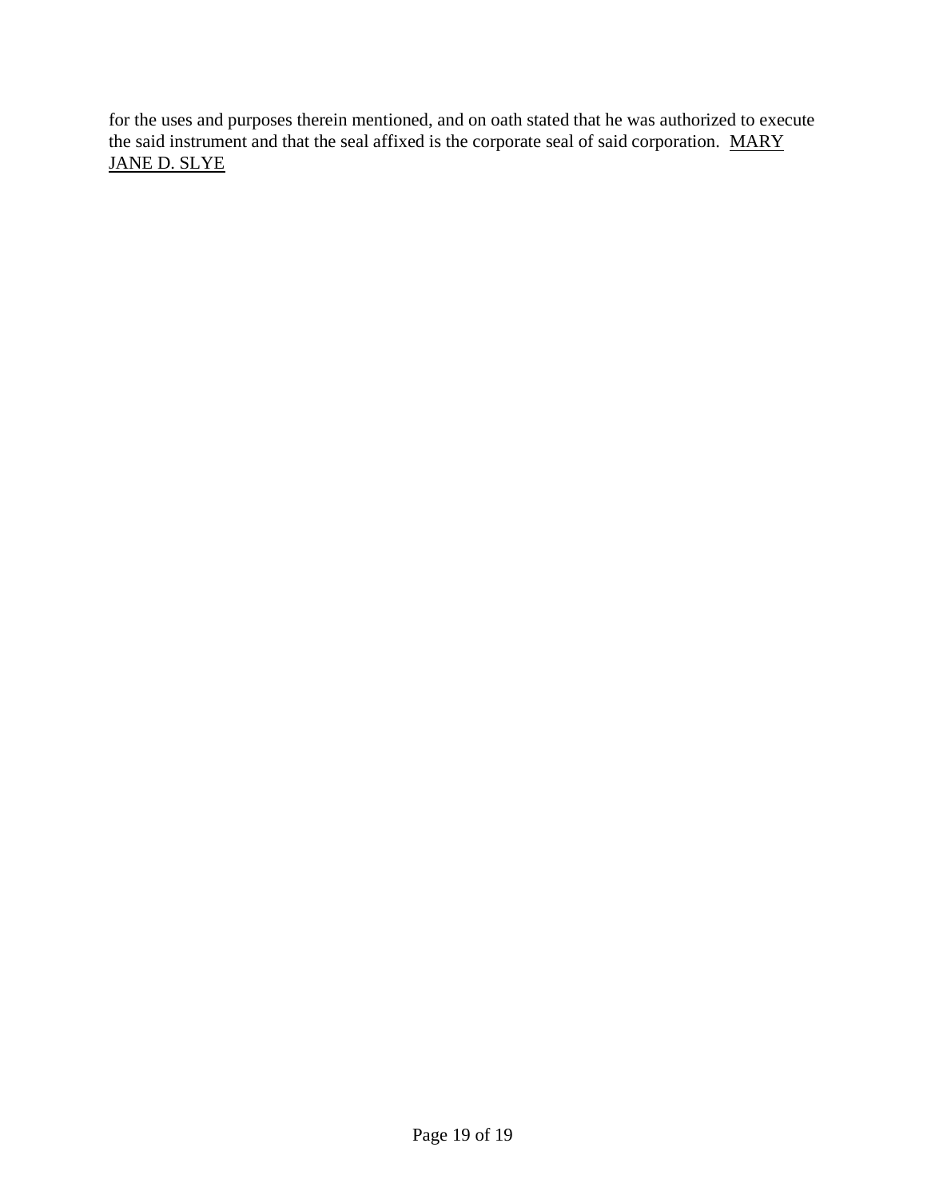for the uses and purposes therein mentioned, and on oath stated that he was authorized to execute the said instrument and that the seal affixed is the corporate seal of said corporation. MARY JANE D. SLYE